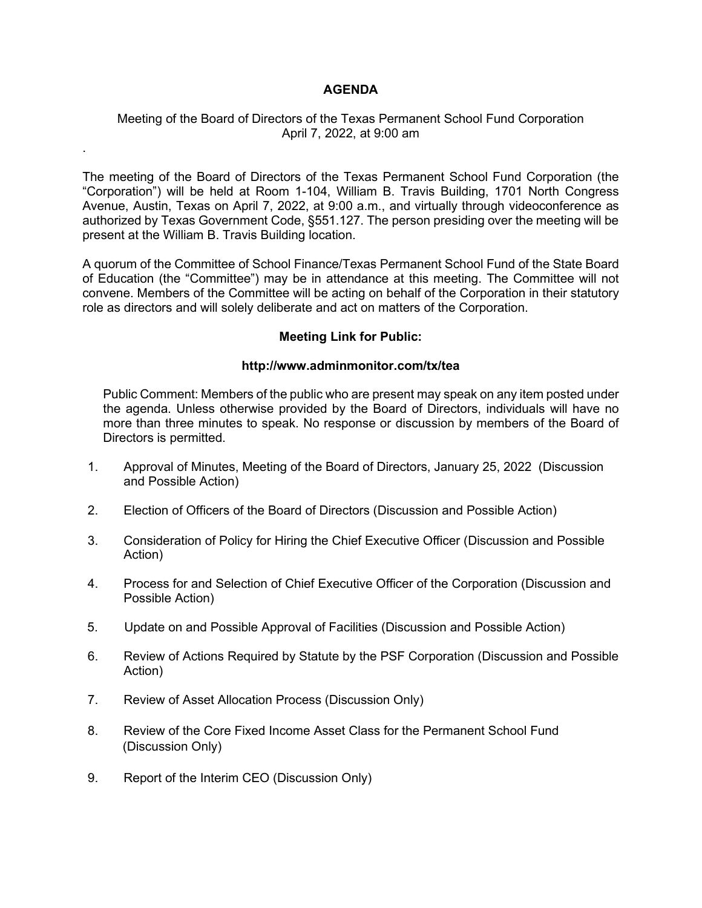# AGENDA

Meeting of the Board of Directors of the Texas Permanent School Fund Corporation
April 7, 2022, at 9:00 am

.

The meeting of the Board of Directors of the Texas Permanent School Fund Corporation (the "Corporation") will be held at Room 1-104, William B. Travis Building, 1701 North Congress Avenue, Austin, Texas on April 7, 2022, at 9:00 a.m., and virtually through videoconference as authorized by Texas Government Code, §551.127. The person presiding over the meeting will be present at the William B. Travis Building location.

A quorum of the Committee of School Finance/Texas Permanent School Fund of the State Board of Education (the "Committee") may be in attendance at this meeting. The Committee will not convene. Members of the Committee will be acting on behalf of the Corporation in their statutory role as directors and will solely deliberate and act on matters of the Corporation.

**Meeting Link for Public:**

**http://www.adminmonitor.com/tx/tea**

Public Comment: Members of the public who are present may speak on any item posted under the agenda. Unless otherwise provided by the Board of Directors, individuals will have no more than three minutes to speak. No response or discussion by members of the Board of Directors is permitted.

1. Approval of Minutes, Meeting of the Board of Directors, January 25, 2022 (Discussion and Possible Action)

2. Election of Officers of the Board of Directors (Discussion and Possible Action)

3. Consideration of Policy for Hiring the Chief Executive Officer (Discussion and Possible Action)

4. Process for and Selection of Chief Executive Officer of the Corporation (Discussion and Possible Action)

5. Update on and Possible Approval of Facilities (Discussion and Possible Action)

6. Review of Actions Required by Statute by the PSF Corporation (Discussion and Possible Action)

7. Review of Asset Allocation Process (Discussion Only)

8. Review of the Core Fixed Income Asset Class for the Permanent School Fund (Discussion Only)

9. Report of the Interim CEO (Discussion Only)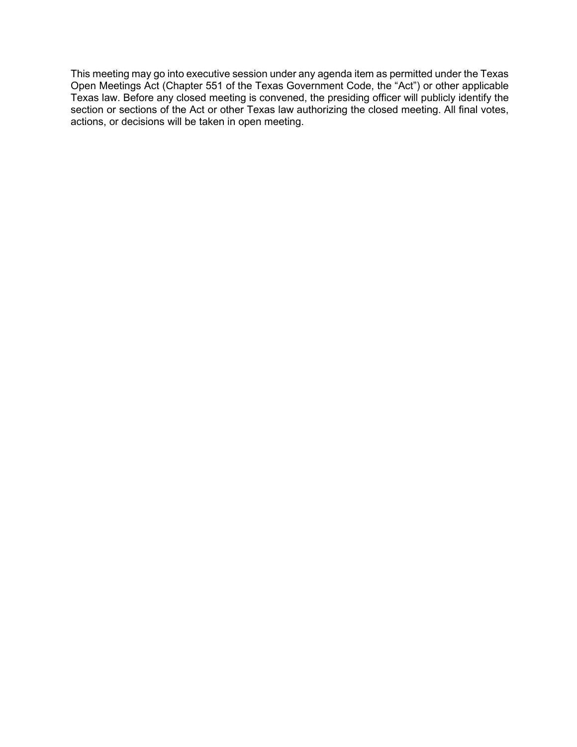This meeting may go into executive session under any agenda item as permitted under the Texas Open Meetings Act (Chapter 551 of the Texas Government Code, the "Act") or other applicable Texas law. Before any closed meeting is convened, the presiding officer will publicly identify the section or sections of the Act or other Texas law authorizing the closed meeting. All final votes, actions, or decisions will be taken in open meeting.